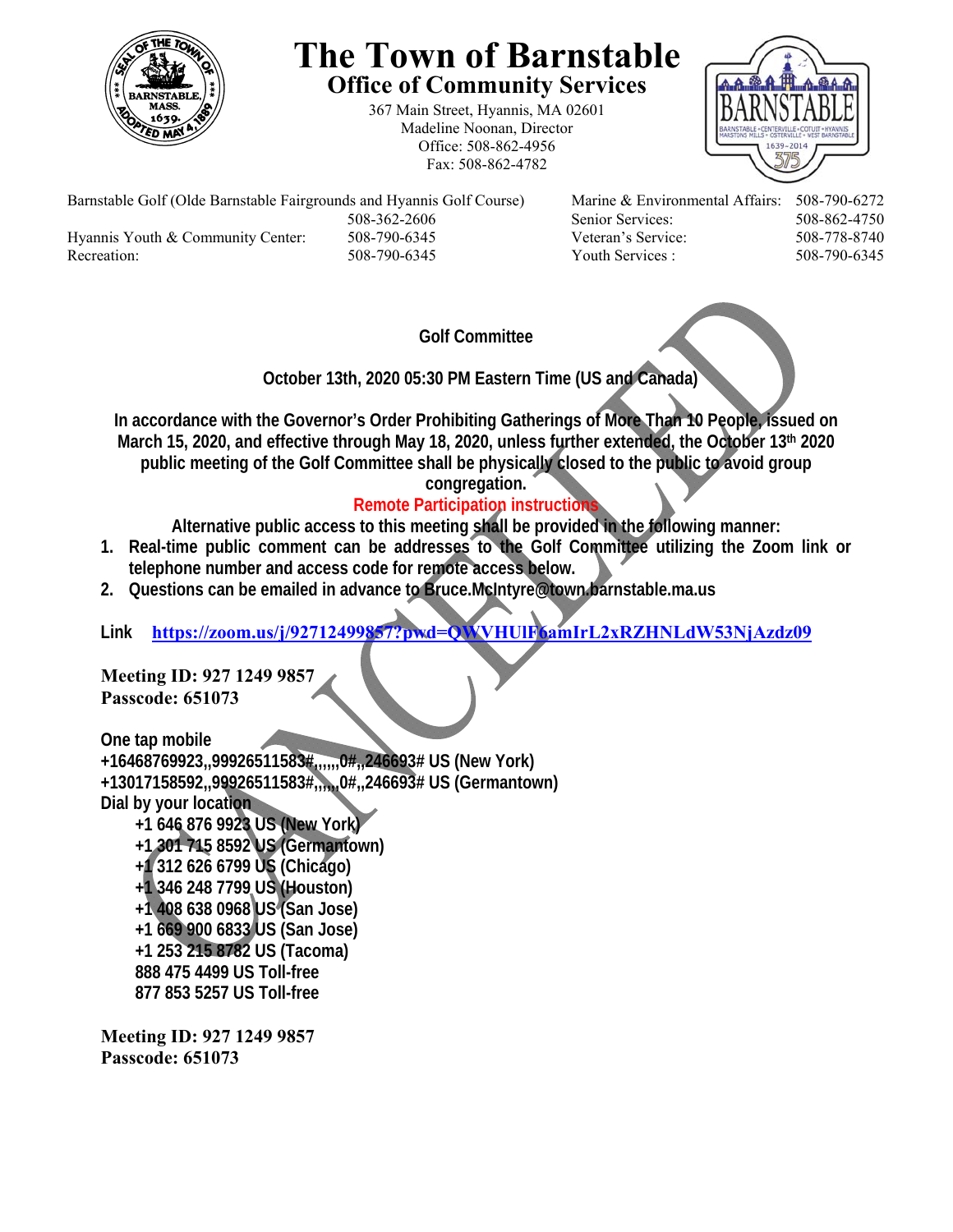# The Town of Barnstable

## Office of Community Services

367 Main Street, Hyannis, MA 02601
Madeline Noonan, Director
Office: 508-862-4956
Fax: 508-862-4782

| | | | |
|---|---|---|---|
| Barnstable Golf (Olde Barnstable Fairgrounds and Hyannis Golf Course) | 508-362-2606 | Marine & Environmental Affairs: | 508-790-6272 |
| | | Senior Services: | 508-862-4750 |
| Hyannis Youth & Community Center: | 508-790-6345 | Veteran's Service: | 508-778-8740 |
| Recreation: | 508-790-6345 | Youth Services : | 508-790-6345 |

CANCELLED

**Golf Committee**

**October 13th, 2020 05:30 PM Eastern Time (US and Canada)**

**In accordance with the Governor's Order Prohibiting Gatherings of More Than 10 People, issued on March 15, 2020, and effective through May 18, 2020, unless further extended, the October 13th 2020 public meeting of the Golf Committee shall be physically closed to the public to avoid group congregation.**

**Remote Participation instructions**

**Alternative public access to this meeting shall be provided in the following manner:**

1. **Real-time public comment can be addresses to the Golf Committee utilizing the Zoom link or telephone number and access code for remote access below.**
2. **Questions can be emailed in advance to Bruce.McIntyre@town.barnstable.ma.us**

**Link** https://zoom.us/j/92712499857?pwd=QWVHUlF6amIrL2xRZHNLdW53NjAzdz09

**Meeting ID: 927 1249 9857**
**Passcode: 651073**

**One tap mobile**
**+16468769923,,99926511583#,,,,,,0#,,246693# US (New York)**
**+13017158592,,99926511583#,,,,,,0#,,246693# US (Germantown)**
**Dial by your location**
**+1 646 876 9923 US (New York)**
**+1 301 715 8592 US (Germantown)**
**+1 312 626 6799 US (Chicago)**
**+1 346 248 7799 US (Houston)**
**+1 408 638 0968 US (San Jose)**
**+1 669 900 6833 US (San Jose)**
**+1 253 215 8782 US (Tacoma)**
**888 475 4499 US Toll-free**
**877 853 5257 US Toll-free**

**Meeting ID: 927 1249 9857**
**Passcode: 651073**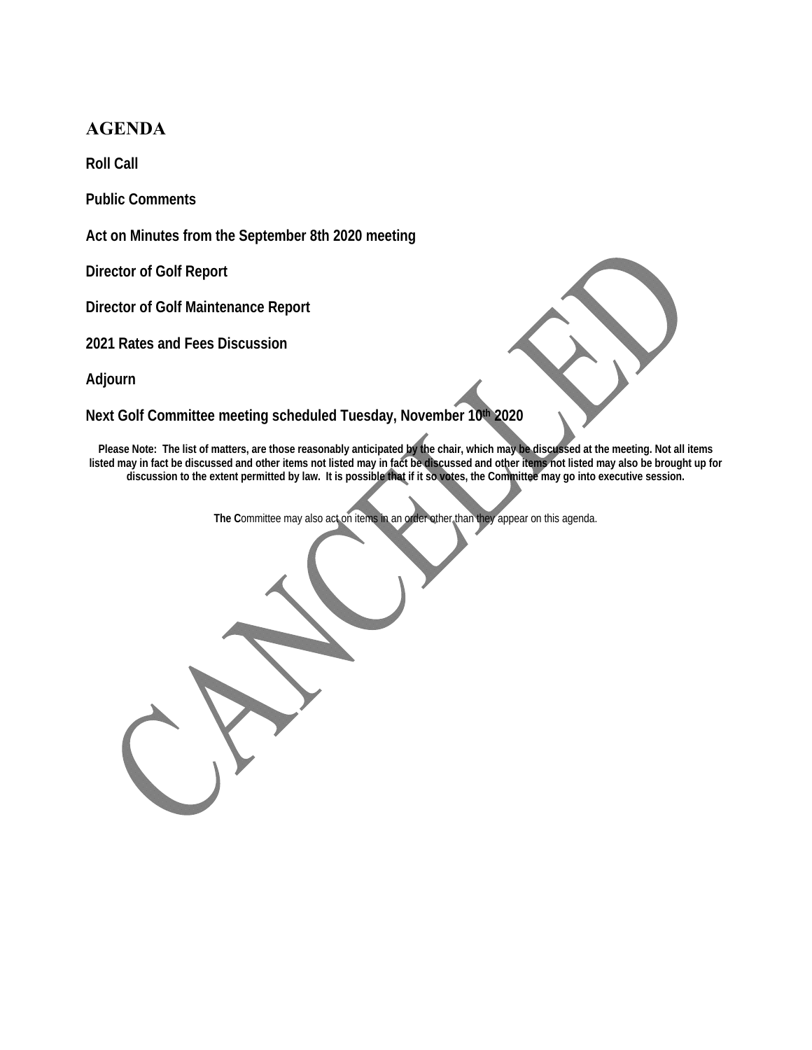## AGENDA

**Roll Call**

**Public Comments**

**Act on Minutes from the September 8th 2020 meeting**

**Director of Golf Report**

**Director of Golf Maintenance Report**

**2021 Rates and Fees Discussion**

**Adjourn**

**Next Golf Committee meeting scheduled Tuesday, November 10th 2020**

**Please Note: The list of matters, are those reasonably anticipated by the chair, which may be discussed at the meeting. Not all items listed may in fact be discussed and other items not listed may in fact be discussed and other items not listed may also be brought up for discussion to the extent permitted by law. It is possible that if it so votes, the Committee may go into executive session.**

**The C**ommittee may also act on items in an order other than they appear on this agenda.

CANCELLED